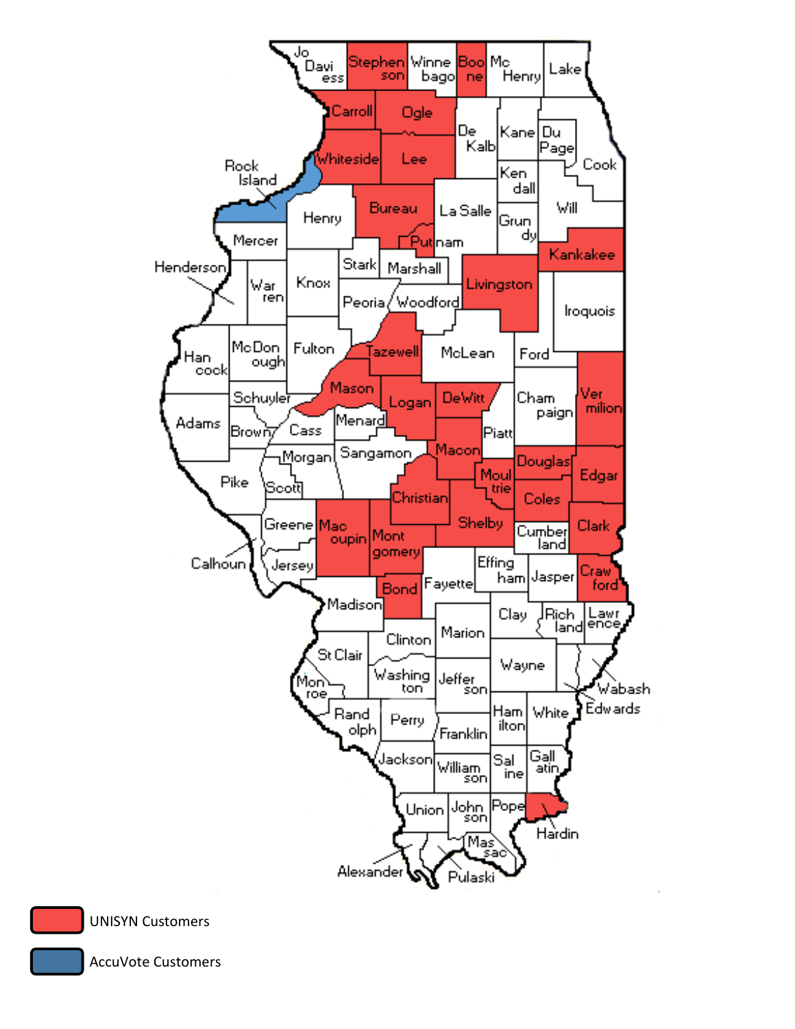UNISYN Customers

AccuVote Customers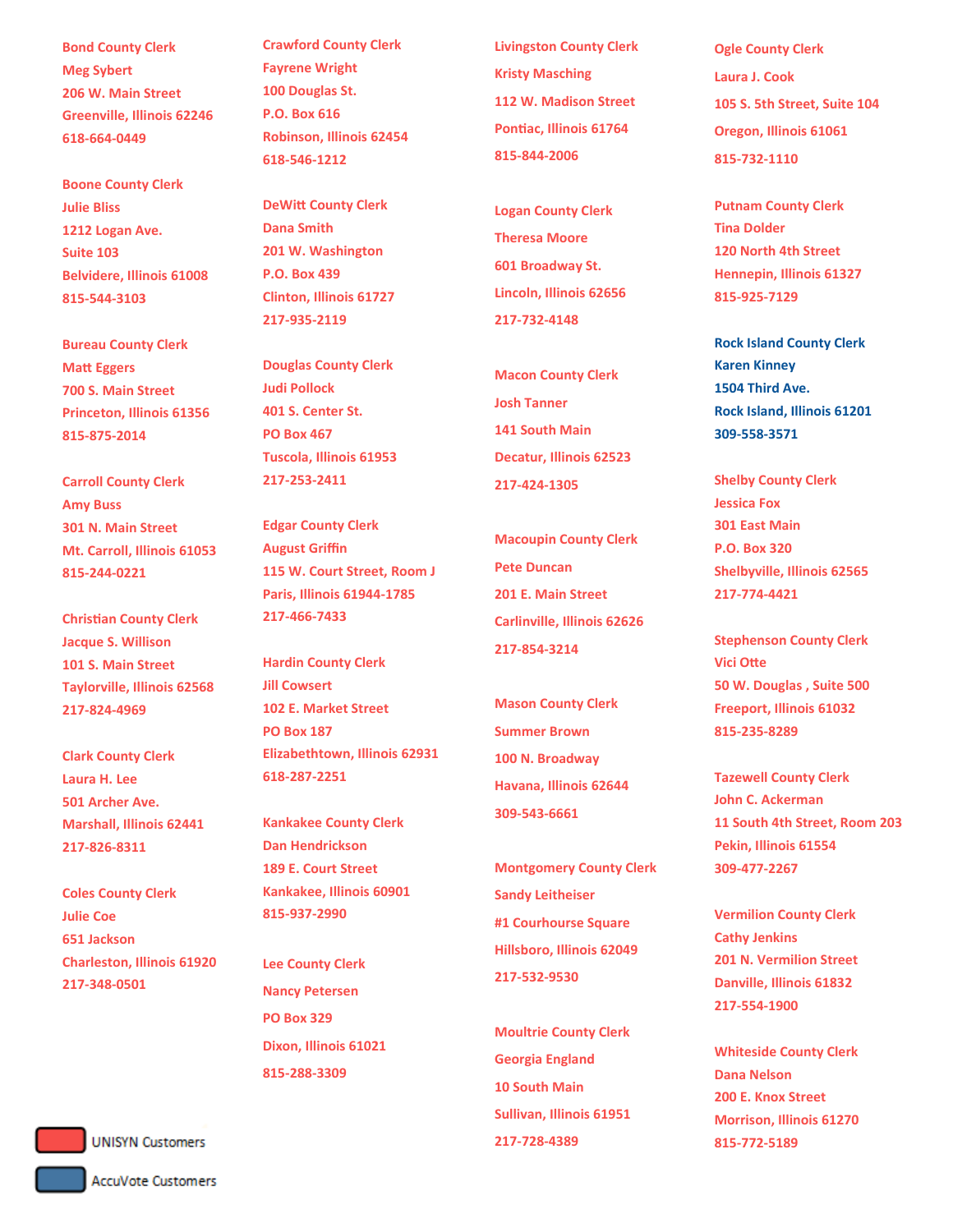Bond County Clerk
Meg Sybert
206 W. Main Street
Greenville, Illinois 62246
618-664-0449

Boone County Clerk
Julie Bliss
1212 Logan Ave.
Suite 103
Belvidere, Illinois 61008
815-544-3103

Bureau County Clerk
Matt Eggers
700 S. Main Street
Princeton, Illinois 61356
815-875-2014

Carroll County Clerk
Amy Buss
301 N. Main Street
Mt. Carroll, Illinois 61053
815-244-0221

Christian County Clerk
Jacque S. Willison
101 S. Main Street
Taylorville, Illinois 62568
217-824-4969

Clark County Clerk
Laura H. Lee
501 Archer Ave.
Marshall, Illinois 62441
217-826-8311

Coles County Clerk
Julie Coe
651 Jackson
Charleston, Illinois 61920
217-348-0501

Crawford County Clerk
Fayrene Wright
100 Douglas St.
P.O. Box 616
Robinson, Illinois 62454
618-546-1212

DeWitt County Clerk
Dana Smith
201 W. Washington
P.O. Box 439
Clinton, Illinois 61727
217-935-2119

Douglas County Clerk
Judi Pollock
401 S. Center St.
PO Box 467
Tuscola, Illinois 61953
217-253-2411

Edgar County Clerk
August Griffin
115 W. Court Street, Room J
Paris, Illinois 61944-1785
217-466-7433

Hardin County Clerk
Jill Cowsert
102 E. Market Street
PO Box 187
Elizabethtown, Illinois 62931
618-287-2251

Kankakee County Clerk
Dan Hendrickson
189 E. Court Street
Kankakee, Illinois 60901
815-937-2990

Lee County Clerk
Nancy Petersen
PO Box 329
Dixon, Illinois 61021
815-288-3309

Livingston County Clerk
Kristy Masching
112 W. Madison Street
Pontiac, Illinois 61764
815-844-2006

Logan County Clerk
Theresa Moore
601 Broadway St.
Lincoln, Illinois 62656
217-732-4148

Macon County Clerk
Josh Tanner
141 South Main
Decatur, Illinois 62523
217-424-1305

Macoupin County Clerk
Pete Duncan
201 E. Main Street
Carlinville, Illinois 62626
217-854-3214

Mason County Clerk
Summer Brown
100 N. Broadway
Havana, Illinois 62644
309-543-6661

Montgomery County Clerk
Sandy Leitheiser
#1 Courhourse Square
Hillsboro, Illinois 62049
217-532-9530

Moultrie County Clerk
Georgia England
10 South Main
Sullivan, Illinois 61951
217-728-4389

Ogle County Clerk
Laura J. Cook
105 S. 5th Street, Suite 104
Oregon, Illinois 61061
815-732-1110

Putnam County Clerk
Tina Dolder
120 North 4th Street
Hennepin, Illinois 61327
815-925-7129

Rock Island County Clerk
Karen Kinney
1504 Third Ave.
Rock Island, Illinois 61201
309-558-3571

Shelby County Clerk
Jessica Fox
301 East Main
P.O. Box 320
Shelbyville, Illinois 62565
217-774-4421

Stephenson County Clerk
Vici Otte
50 W. Douglas , Suite 500
Freeport, Illinois 61032
815-235-8289

Tazewell County Clerk
John C. Ackerman
11 South 4th Street, Room 203
Pekin, Illinois 61554
309-477-2267

Vermilion County Clerk
Cathy Jenkins
201 N. Vermilion Street
Danville, Illinois 61832
217-554-1900

Whiteside County Clerk
Dana Nelson
200 E. Knox Street
Morrison, Illinois 61270
815-772-5189

UNISYN Customers

AccuVote Customers